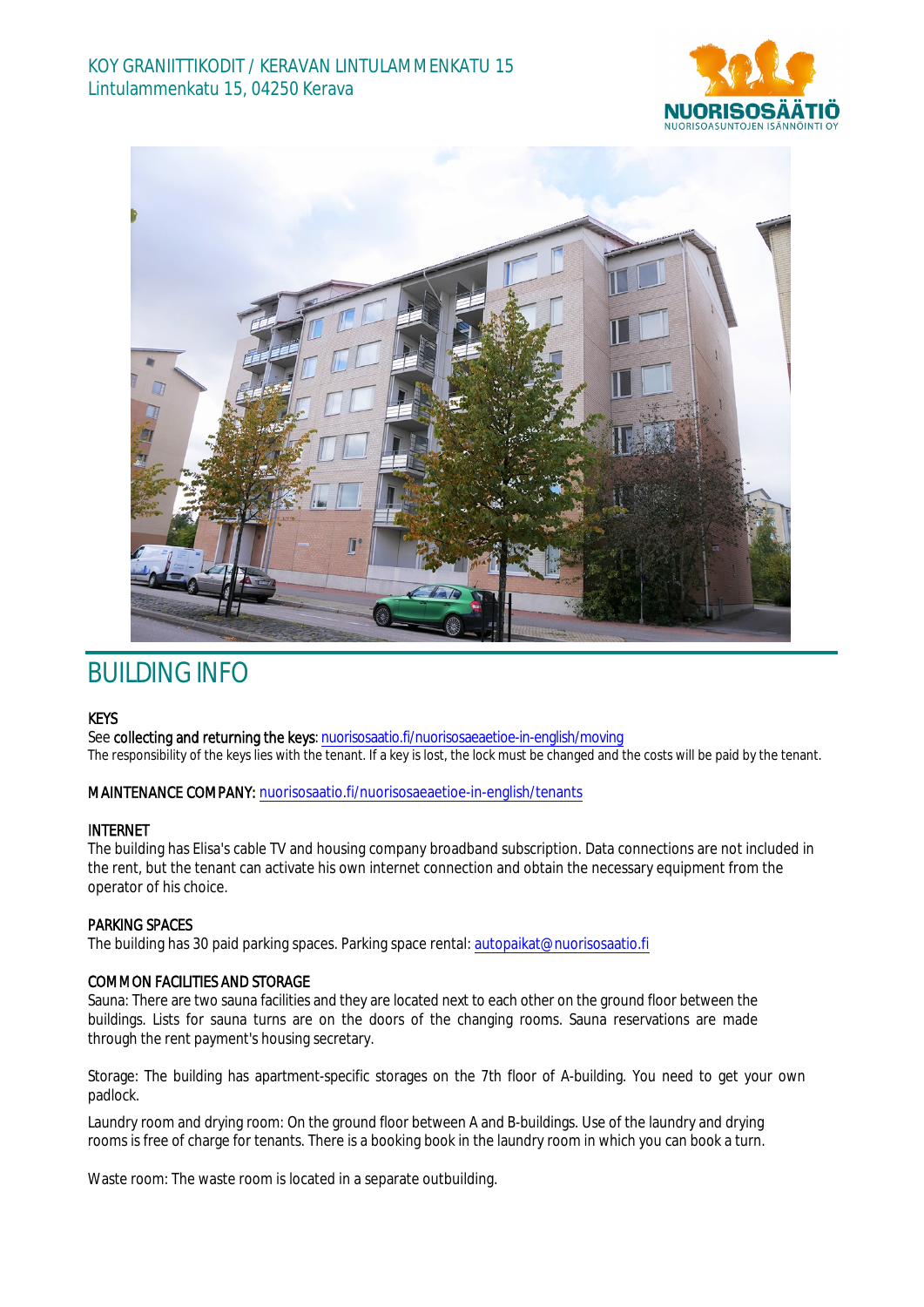KOY GRANIITTIKODIT / KERAVAN LINTULAMMENKATU 15
Lintulammenkatu 15, 04250 Kerava

# BUILDING INFO

**KEYS**
See **collecting and returning the keys**: nuorisosaatio.fi/nuorisosaeaetioe-in-english/moving
The responsibility of the keys lies with the tenant. If a key is lost, the lock must be changed and the costs will be paid by the tenant.

**MAINTENANCE COMPANY:** nuorisosaatio.fi/nuorisosaeaetioe-in-english/tenants

**INTERNET**
The building has Elisa's cable TV and housing company broadband subscription. Data connections are not included in the rent, but the tenant can activate his own internet connection and obtain the necessary equipment from the operator of his choice.

**PARKING SPACES**
The building has 30 paid parking spaces. Parking space rental: autopaikat@nuorisosaatio.fi

**COMMON FACILITIES AND STORAGE**
Sauna: There are two sauna facilities and they are located next to each other on the ground floor between the buildings. Lists for sauna turns are on the doors of the changing rooms. Sauna reservations are made through the rent payment's housing secretary.

Storage: The building has apartment-specific storages on the 7th floor of A-building. You need to get your own padlock.

Laundry room and drying room: On the ground floor between A and B-buildings. Use of the laundry and drying rooms is free of charge for tenants. There is a booking book in the laundry room in which you can book a turn.

Waste room: The waste room is located in a separate outbuilding.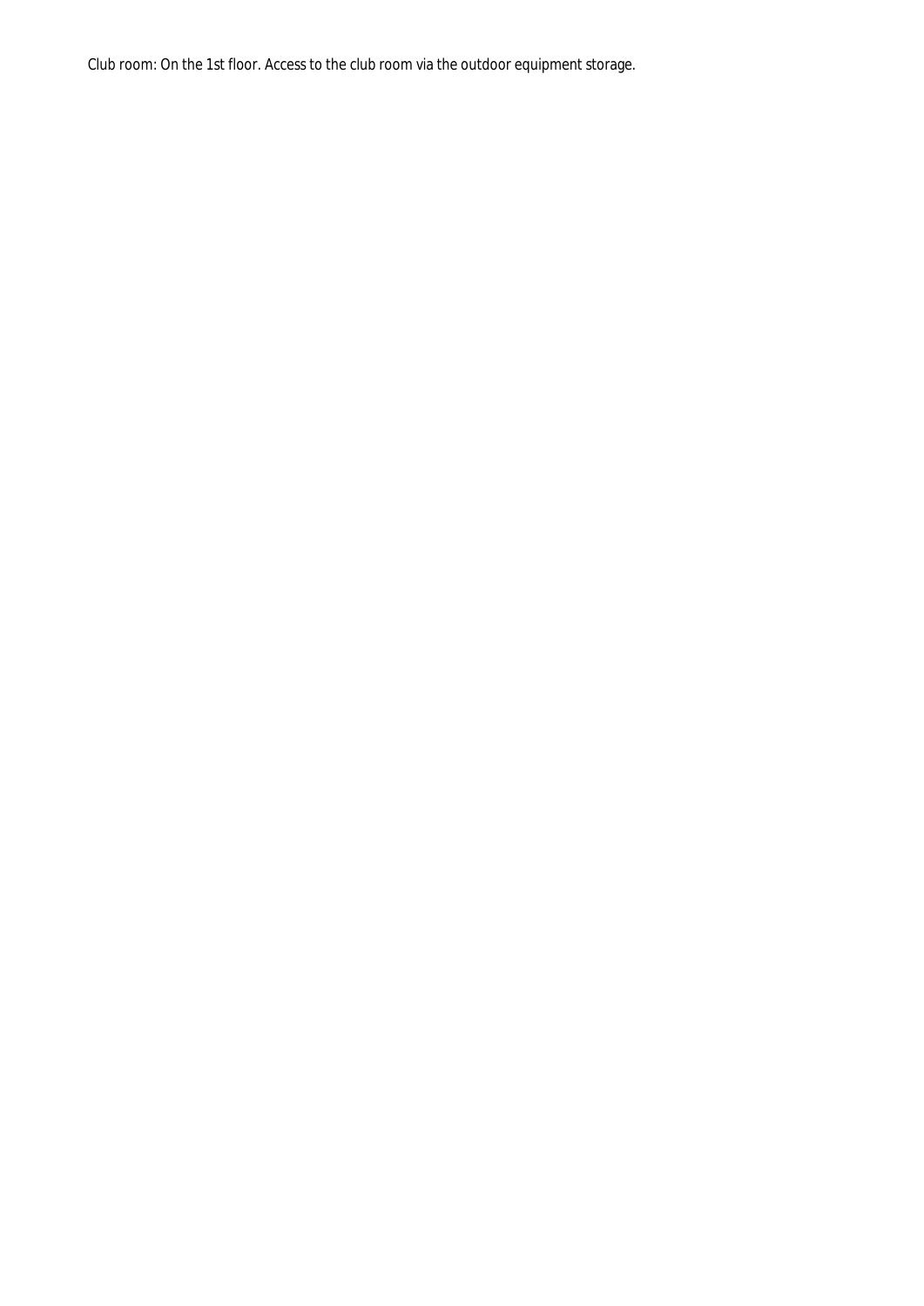Club room: On the 1st floor. Access to the club room via the outdoor equipment storage.